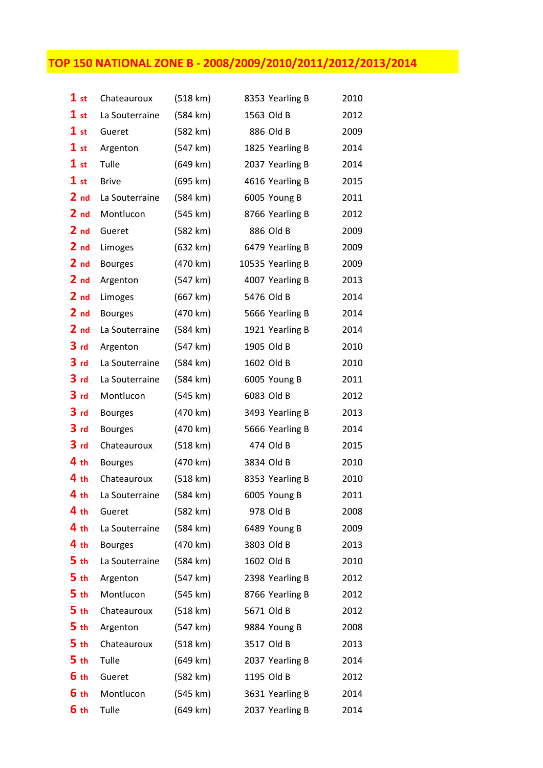# TOP 150 NATIONAL ZONE B - 2008/2009/2010/2011/2012/2013/2014

| Place | Race | Distance | Number | Category | Year |
|---|---|---|---|---|---|
| 1 st | Chateauroux | (518 km) | 8353 | Yearling B | 2010 |
| 1 st | La Souterraine | (584 km) | 1563 | Old B | 2012 |
| 1 st | Gueret | (582 km) | 886 | Old B | 2009 |
| 1 st | Argenton | (547 km) | 1825 | Yearling B | 2014 |
| 1 st | Tulle | (649 km) | 2037 | Yearling B | 2014 |
| 1 st | Brive | (695 km) | 4616 | Yearling B | 2015 |
| 2 nd | La Souterraine | (584 km) | 6005 | Young B | 2011 |
| 2 nd | Montlucon | (545 km) | 8766 | Yearling B | 2012 |
| 2 nd | Gueret | (582 km) | 886 | Old B | 2009 |
| 2 nd | Limoges | (632 km) | 6479 | Yearling B | 2009 |
| 2 nd | Bourges | (470 km) | 10535 | Yearling B | 2009 |
| 2 nd | Argenton | (547 km) | 4007 | Yearling B | 2013 |
| 2 nd | Limoges | (667 km) | 5476 | Old B | 2014 |
| 2 nd | Bourges | (470 km) | 5666 | Yearling B | 2014 |
| 2 nd | La Souterraine | (584 km) | 1921 | Yearling B | 2014 |
| 3 rd | Argenton | (547 km) | 1905 | Old B | 2010 |
| 3 rd | La Souterraine | (584 km) | 1602 | Old B | 2010 |
| 3 rd | La Souterraine | (584 km) | 6005 | Young B | 2011 |
| 3 rd | Montlucon | (545 km) | 6083 | Old B | 2012 |
| 3 rd | Bourges | (470 km) | 3493 | Yearling B | 2013 |
| 3 rd | Bourges | (470 km) | 5666 | Yearling B | 2014 |
| 3 rd | Chateauroux | (518 km) | 474 | Old B | 2015 |
| 4 th | Bourges | (470 km) | 3834 | Old B | 2010 |
| 4 th | Chateauroux | (518 km) | 8353 | Yearling B | 2010 |
| 4 th | La Souterraine | (584 km) | 6005 | Young B | 2011 |
| 4 th | Gueret | (582 km) | 978 | Old B | 2008 |
| 4 th | La Souterraine | (584 km) | 6489 | Young B | 2009 |
| 4 th | Bourges | (470 km) | 3803 | Old B | 2013 |
| 5 th | La Souterraine | (584 km) | 1602 | Old B | 2010 |
| 5 th | Argenton | (547 km) | 2398 | Yearling B | 2012 |
| 5 th | Montlucon | (545 km) | 8766 | Yearling B | 2012 |
| 5 th | Chateauroux | (518 km) | 5671 | Old B | 2012 |
| 5 th | Argenton | (547 km) | 9884 | Young B | 2008 |
| 5 th | Chateauroux | (518 km) | 3517 | Old B | 2013 |
| 5 th | Tulle | (649 km) | 2037 | Yearling B | 2014 |
| 6 th | Gueret | (582 km) | 1195 | Old B | 2012 |
| 6 th | Montlucon | (545 km) | 3631 | Yearling B | 2014 |
| 6 th | Tulle | (649 km) | 2037 | Yearling B | 2014 |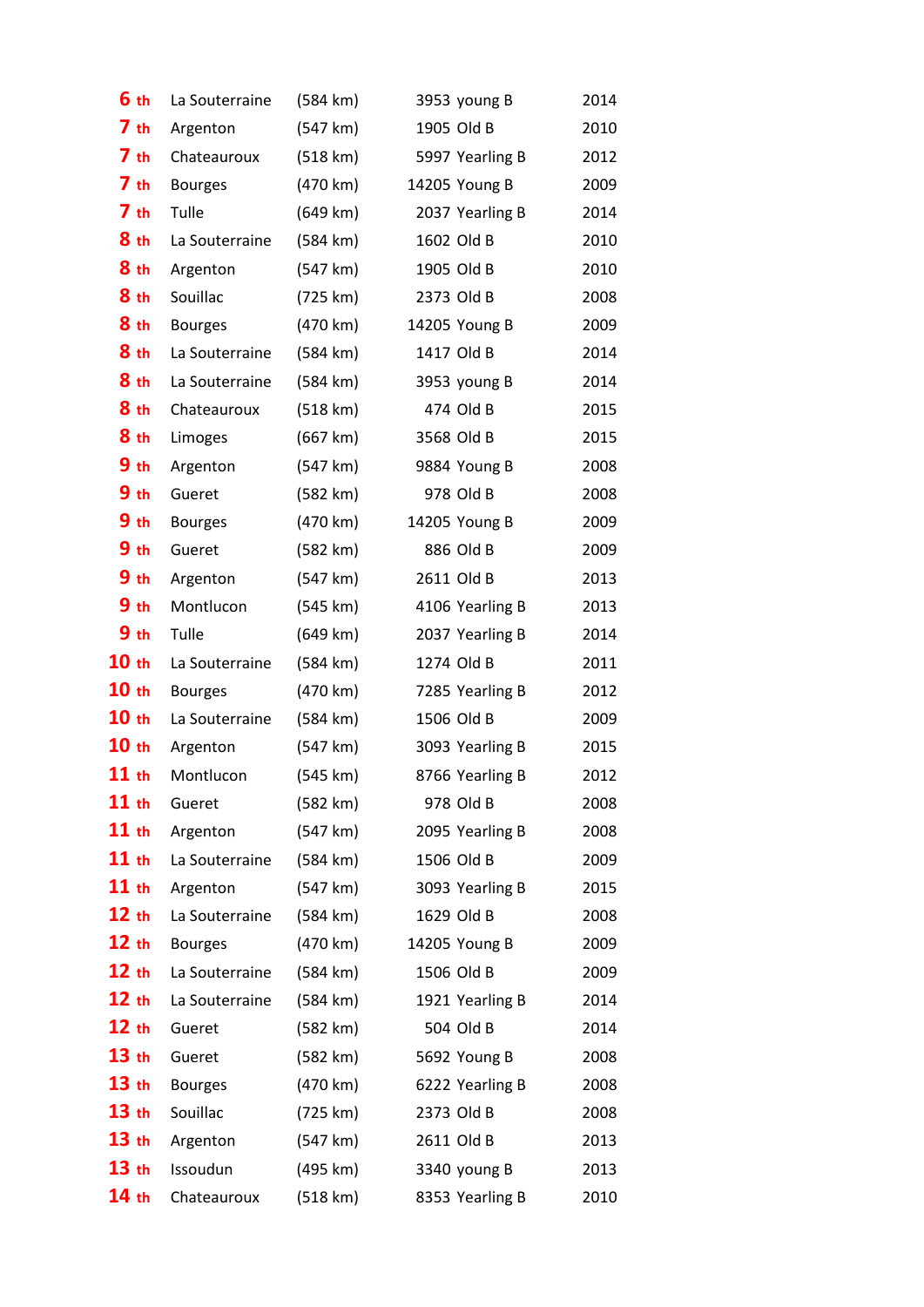| | | | | |
|---|---|---|---|---|
| 6 th | La Souterraine | (584 km) | 3953 young B | 2014 |
| 7 th | Argenton | (547 km) | 1905 Old B | 2010 |
| 7 th | Chateauroux | (518 km) | 5997 Yearling B | 2012 |
| 7 th | Bourges | (470 km) | 14205 Young B | 2009 |
| 7 th | Tulle | (649 km) | 2037 Yearling B | 2014 |
| 8 th | La Souterraine | (584 km) | 1602 Old B | 2010 |
| 8 th | Argenton | (547 km) | 1905 Old B | 2010 |
| 8 th | Souillac | (725 km) | 2373 Old B | 2008 |
| 8 th | Bourges | (470 km) | 14205 Young B | 2009 |
| 8 th | La Souterraine | (584 km) | 1417 Old B | 2014 |
| 8 th | La Souterraine | (584 km) | 3953 young B | 2014 |
| 8 th | Chateauroux | (518 km) | 474 Old B | 2015 |
| 8 th | Limoges | (667 km) | 3568 Old B | 2015 |
| 9 th | Argenton | (547 km) | 9884 Young B | 2008 |
| 9 th | Gueret | (582 km) | 978 Old B | 2008 |
| 9 th | Bourges | (470 km) | 14205 Young B | 2009 |
| 9 th | Gueret | (582 km) | 886 Old B | 2009 |
| 9 th | Argenton | (547 km) | 2611 Old B | 2013 |
| 9 th | Montlucon | (545 km) | 4106 Yearling B | 2013 |
| 9 th | Tulle | (649 km) | 2037 Yearling B | 2014 |
| 10 th | La Souterraine | (584 km) | 1274 Old B | 2011 |
| 10 th | Bourges | (470 km) | 7285 Yearling B | 2012 |
| 10 th | La Souterraine | (584 km) | 1506 Old B | 2009 |
| 10 th | Argenton | (547 km) | 3093 Yearling B | 2015 |
| 11 th | Montlucon | (545 km) | 8766 Yearling B | 2012 |
| 11 th | Gueret | (582 km) | 978 Old B | 2008 |
| 11 th | Argenton | (547 km) | 2095 Yearling B | 2008 |
| 11 th | La Souterraine | (584 km) | 1506 Old B | 2009 |
| 11 th | Argenton | (547 km) | 3093 Yearling B | 2015 |
| 12 th | La Souterraine | (584 km) | 1629 Old B | 2008 |
| 12 th | Bourges | (470 km) | 14205 Young B | 2009 |
| 12 th | La Souterraine | (584 km) | 1506 Old B | 2009 |
| 12 th | La Souterraine | (584 km) | 1921 Yearling B | 2014 |
| 12 th | Gueret | (582 km) | 504 Old B | 2014 |
| 13 th | Gueret | (582 km) | 5692 Young B | 2008 |
| 13 th | Bourges | (470 km) | 6222 Yearling B | 2008 |
| 13 th | Souillac | (725 km) | 2373 Old B | 2008 |
| 13 th | Argenton | (547 km) | 2611 Old B | 2013 |
| 13 th | Issoudun | (495 km) | 3340 young B | 2013 |
| 14 th | Chateauroux | (518 km) | 8353 Yearling B | 2010 |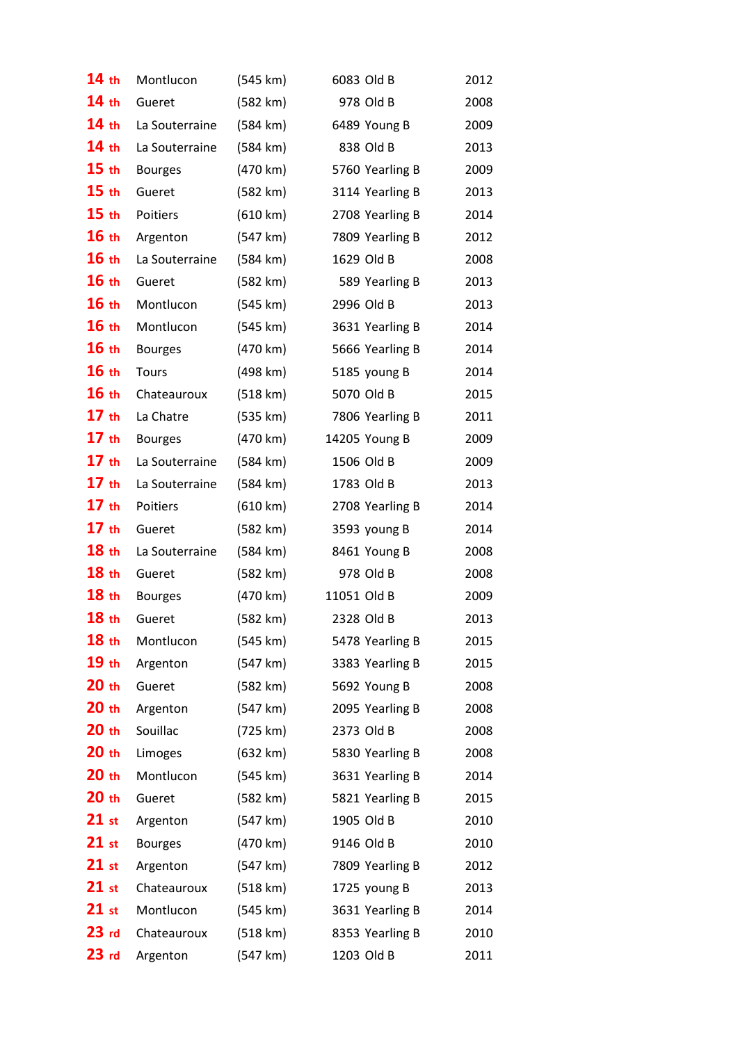| | | | | |
|---|---|---|---|---|
| 14 th | Montlucon | (545 km) | 6083 Old B | 2012 |
| 14 th | Gueret | (582 km) | 978 Old B | 2008 |
| 14 th | La Souterraine | (584 km) | 6489 Young B | 2009 |
| 14 th | La Souterraine | (584 km) | 838 Old B | 2013 |
| 15 th | Bourges | (470 km) | 5760 Yearling B | 2009 |
| 15 th | Gueret | (582 km) | 3114 Yearling B | 2013 |
| 15 th | Poitiers | (610 km) | 2708 Yearling B | 2014 |
| 16 th | Argenton | (547 km) | 7809 Yearling B | 2012 |
| 16 th | La Souterraine | (584 km) | 1629 Old B | 2008 |
| 16 th | Gueret | (582 km) | 589 Yearling B | 2013 |
| 16 th | Montlucon | (545 km) | 2996 Old B | 2013 |
| 16 th | Montlucon | (545 km) | 3631 Yearling B | 2014 |
| 16 th | Bourges | (470 km) | 5666 Yearling B | 2014 |
| 16 th | Tours | (498 km) | 5185 young B | 2014 |
| 16 th | Chateauroux | (518 km) | 5070 Old B | 2015 |
| 17 th | La Chatre | (535 km) | 7806 Yearling B | 2011 |
| 17 th | Bourges | (470 km) | 14205 Young B | 2009 |
| 17 th | La Souterraine | (584 km) | 1506 Old B | 2009 |
| 17 th | La Souterraine | (584 km) | 1783 Old B | 2013 |
| 17 th | Poitiers | (610 km) | 2708 Yearling B | 2014 |
| 17 th | Gueret | (582 km) | 3593 young B | 2014 |
| 18 th | La Souterraine | (584 km) | 8461 Young B | 2008 |
| 18 th | Gueret | (582 km) | 978 Old B | 2008 |
| 18 th | Bourges | (470 km) | 11051 Old B | 2009 |
| 18 th | Gueret | (582 km) | 2328 Old B | 2013 |
| 18 th | Montlucon | (545 km) | 5478 Yearling B | 2015 |
| 19 th | Argenton | (547 km) | 3383 Yearling B | 2015 |
| 20 th | Gueret | (582 km) | 5692 Young B | 2008 |
| 20 th | Argenton | (547 km) | 2095 Yearling B | 2008 |
| 20 th | Souillac | (725 km) | 2373 Old B | 2008 |
| 20 th | Limoges | (632 km) | 5830 Yearling B | 2008 |
| 20 th | Montlucon | (545 km) | 3631 Yearling B | 2014 |
| 20 th | Gueret | (582 km) | 5821 Yearling B | 2015 |
| 21 st | Argenton | (547 km) | 1905 Old B | 2010 |
| 21 st | Bourges | (470 km) | 9146 Old B | 2010 |
| 21 st | Argenton | (547 km) | 7809 Yearling B | 2012 |
| 21 st | Chateauroux | (518 km) | 1725 young B | 2013 |
| 21 st | Montlucon | (545 km) | 3631 Yearling B | 2014 |
| 23 rd | Chateauroux | (518 km) | 8353 Yearling B | 2010 |
| 23 rd | Argenton | (547 km) | 1203 Old B | 2011 |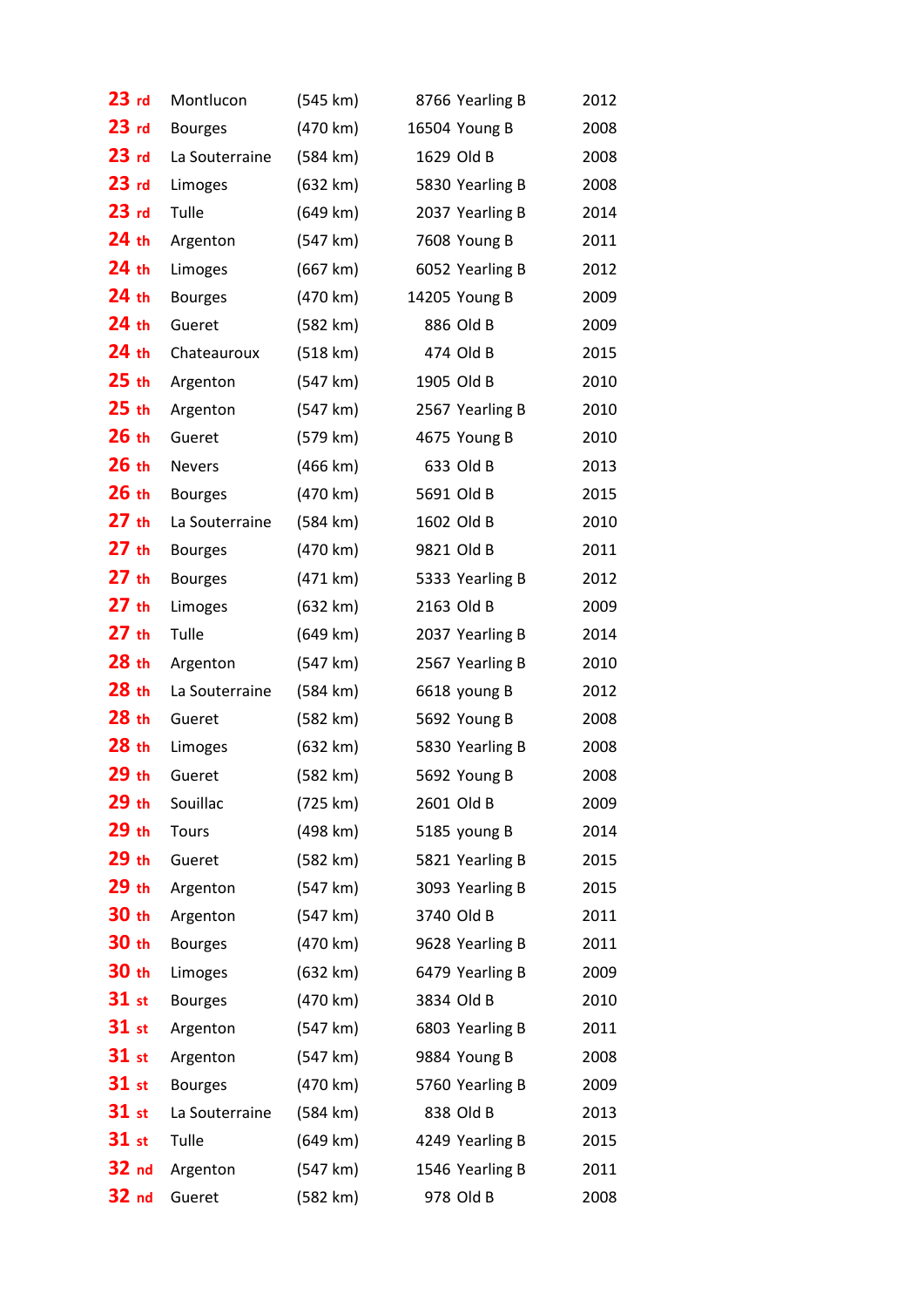| | | | | |
|---|---|---|---|---|
| 23 rd | Montlucon | (545 km) | 8766 Yearling B | 2012 |
| 23 rd | Bourges | (470 km) | 16504 Young B | 2008 |
| 23 rd | La Souterraine | (584 km) | 1629 Old B | 2008 |
| 23 rd | Limoges | (632 km) | 5830 Yearling B | 2008 |
| 23 rd | Tulle | (649 km) | 2037 Yearling B | 2014 |
| 24 th | Argenton | (547 km) | 7608 Young B | 2011 |
| 24 th | Limoges | (667 km) | 6052 Yearling B | 2012 |
| 24 th | Bourges | (470 km) | 14205 Young B | 2009 |
| 24 th | Gueret | (582 km) | 886 Old B | 2009 |
| 24 th | Chateauroux | (518 km) | 474 Old B | 2015 |
| 25 th | Argenton | (547 km) | 1905 Old B | 2010 |
| 25 th | Argenton | (547 km) | 2567 Yearling B | 2010 |
| 26 th | Gueret | (579 km) | 4675 Young B | 2010 |
| 26 th | Nevers | (466 km) | 633 Old B | 2013 |
| 26 th | Bourges | (470 km) | 5691 Old B | 2015 |
| 27 th | La Souterraine | (584 km) | 1602 Old B | 2010 |
| 27 th | Bourges | (470 km) | 9821 Old B | 2011 |
| 27 th | Bourges | (471 km) | 5333 Yearling B | 2012 |
| 27 th | Limoges | (632 km) | 2163 Old B | 2009 |
| 27 th | Tulle | (649 km) | 2037 Yearling B | 2014 |
| 28 th | Argenton | (547 km) | 2567 Yearling B | 2010 |
| 28 th | La Souterraine | (584 km) | 6618 young B | 2012 |
| 28 th | Gueret | (582 km) | 5692 Young B | 2008 |
| 28 th | Limoges | (632 km) | 5830 Yearling B | 2008 |
| 29 th | Gueret | (582 km) | 5692 Young B | 2008 |
| 29 th | Souillac | (725 km) | 2601 Old B | 2009 |
| 29 th | Tours | (498 km) | 5185 young B | 2014 |
| 29 th | Gueret | (582 km) | 5821 Yearling B | 2015 |
| 29 th | Argenton | (547 km) | 3093 Yearling B | 2015 |
| 30 th | Argenton | (547 km) | 3740 Old B | 2011 |
| 30 th | Bourges | (470 km) | 9628 Yearling B | 2011 |
| 30 th | Limoges | (632 km) | 6479 Yearling B | 2009 |
| 31 st | Bourges | (470 km) | 3834 Old B | 2010 |
| 31 st | Argenton | (547 km) | 6803 Yearling B | 2011 |
| 31 st | Argenton | (547 km) | 9884 Young B | 2008 |
| 31 st | Bourges | (470 km) | 5760 Yearling B | 2009 |
| 31 st | La Souterraine | (584 km) | 838 Old B | 2013 |
| 31 st | Tulle | (649 km) | 4249 Yearling B | 2015 |
| 32 nd | Argenton | (547 km) | 1546 Yearling B | 2011 |
| 32 nd | Gueret | (582 km) | 978 Old B | 2008 |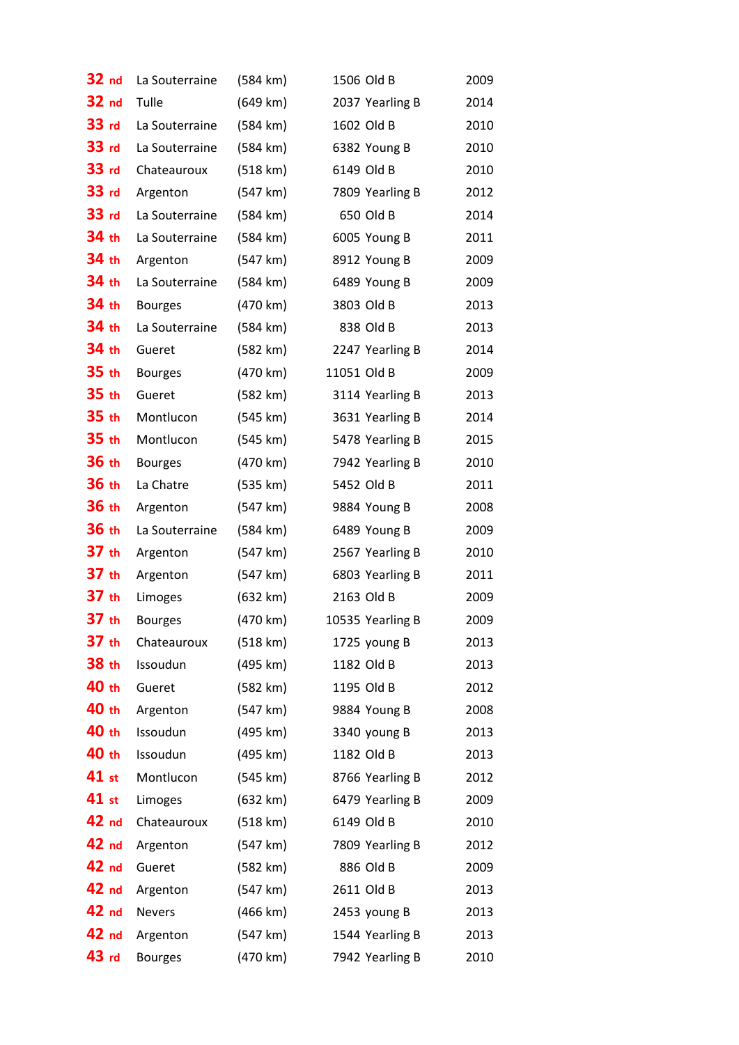| | | | | |
|---|---|---|---|---|
| 32 nd | La Souterraine | (584 km) | 1506 Old B | 2009 |
| 32 nd | Tulle | (649 km) | 2037 Yearling B | 2014 |
| 33 rd | La Souterraine | (584 km) | 1602 Old B | 2010 |
| 33 rd | La Souterraine | (584 km) | 6382 Young B | 2010 |
| 33 rd | Chateauroux | (518 km) | 6149 Old B | 2010 |
| 33 rd | Argenton | (547 km) | 7809 Yearling B | 2012 |
| 33 rd | La Souterraine | (584 km) | 650 Old B | 2014 |
| 34 th | La Souterraine | (584 km) | 6005 Young B | 2011 |
| 34 th | Argenton | (547 km) | 8912 Young B | 2009 |
| 34 th | La Souterraine | (584 km) | 6489 Young B | 2009 |
| 34 th | Bourges | (470 km) | 3803 Old B | 2013 |
| 34 th | La Souterraine | (584 km) | 838 Old B | 2013 |
| 34 th | Gueret | (582 km) | 2247 Yearling B | 2014 |
| 35 th | Bourges | (470 km) | 11051 Old B | 2009 |
| 35 th | Gueret | (582 km) | 3114 Yearling B | 2013 |
| 35 th | Montlucon | (545 km) | 3631 Yearling B | 2014 |
| 35 th | Montlucon | (545 km) | 5478 Yearling B | 2015 |
| 36 th | Bourges | (470 km) | 7942 Yearling B | 2010 |
| 36 th | La Chatre | (535 km) | 5452 Old B | 2011 |
| 36 th | Argenton | (547 km) | 9884 Young B | 2008 |
| 36 th | La Souterraine | (584 km) | 6489 Young B | 2009 |
| 37 th | Argenton | (547 km) | 2567 Yearling B | 2010 |
| 37 th | Argenton | (547 km) | 6803 Yearling B | 2011 |
| 37 th | Limoges | (632 km) | 2163 Old B | 2009 |
| 37 th | Bourges | (470 km) | 10535 Yearling B | 2009 |
| 37 th | Chateauroux | (518 km) | 1725 young B | 2013 |
| 38 th | Issoudun | (495 km) | 1182 Old B | 2013 |
| 40 th | Gueret | (582 km) | 1195 Old B | 2012 |
| 40 th | Argenton | (547 km) | 9884 Young B | 2008 |
| 40 th | Issoudun | (495 km) | 3340 young B | 2013 |
| 40 th | Issoudun | (495 km) | 1182 Old B | 2013 |
| 41 st | Montlucon | (545 km) | 8766 Yearling B | 2012 |
| 41 st | Limoges | (632 km) | 6479 Yearling B | 2009 |
| 42 nd | Chateauroux | (518 km) | 6149 Old B | 2010 |
| 42 nd | Argenton | (547 km) | 7809 Yearling B | 2012 |
| 42 nd | Gueret | (582 km) | 886 Old B | 2009 |
| 42 nd | Argenton | (547 km) | 2611 Old B | 2013 |
| 42 nd | Nevers | (466 km) | 2453 young B | 2013 |
| 42 nd | Argenton | (547 km) | 1544 Yearling B | 2013 |
| 43 rd | Bourges | (470 km) | 7942 Yearling B | 2010 |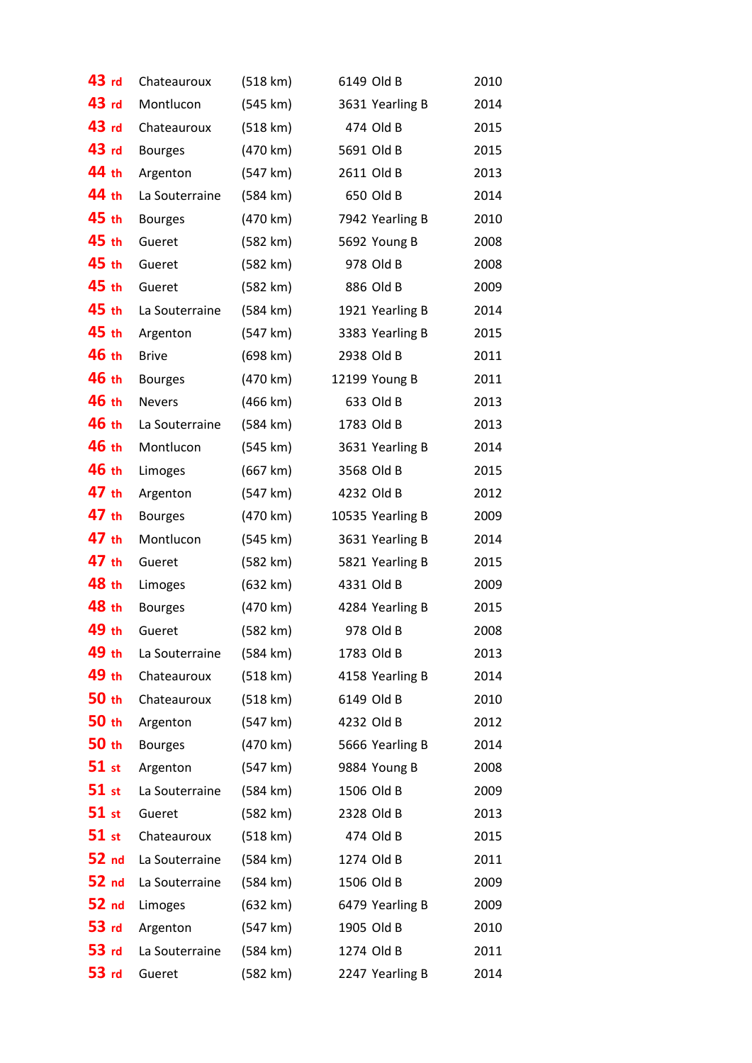| | | | | |
|---|---|---|---|---|
| 43 rd | Chateauroux | (518 km) | 6149 Old B | 2010 |
| 43 rd | Montlucon | (545 km) | 3631 Yearling B | 2014 |
| 43 rd | Chateauroux | (518 km) | 474 Old B | 2015 |
| 43 rd | Bourges | (470 km) | 5691 Old B | 2015 |
| 44 th | Argenton | (547 km) | 2611 Old B | 2013 |
| 44 th | La Souterraine | (584 km) | 650 Old B | 2014 |
| 45 th | Bourges | (470 km) | 7942 Yearling B | 2010 |
| 45 th | Gueret | (582 km) | 5692 Young B | 2008 |
| 45 th | Gueret | (582 km) | 978 Old B | 2008 |
| 45 th | Gueret | (582 km) | 886 Old B | 2009 |
| 45 th | La Souterraine | (584 km) | 1921 Yearling B | 2014 |
| 45 th | Argenton | (547 km) | 3383 Yearling B | 2015 |
| 46 th | Brive | (698 km) | 2938 Old B | 2011 |
| 46 th | Bourges | (470 km) | 12199 Young B | 2011 |
| 46 th | Nevers | (466 km) | 633 Old B | 2013 |
| 46 th | La Souterraine | (584 km) | 1783 Old B | 2013 |
| 46 th | Montlucon | (545 km) | 3631 Yearling B | 2014 |
| 46 th | Limoges | (667 km) | 3568 Old B | 2015 |
| 47 th | Argenton | (547 km) | 4232 Old B | 2012 |
| 47 th | Bourges | (470 km) | 10535 Yearling B | 2009 |
| 47 th | Montlucon | (545 km) | 3631 Yearling B | 2014 |
| 47 th | Gueret | (582 km) | 5821 Yearling B | 2015 |
| 48 th | Limoges | (632 km) | 4331 Old B | 2009 |
| 48 th | Bourges | (470 km) | 4284 Yearling B | 2015 |
| 49 th | Gueret | (582 km) | 978 Old B | 2008 |
| 49 th | La Souterraine | (584 km) | 1783 Old B | 2013 |
| 49 th | Chateauroux | (518 km) | 4158 Yearling B | 2014 |
| 50 th | Chateauroux | (518 km) | 6149 Old B | 2010 |
| 50 th | Argenton | (547 km) | 4232 Old B | 2012 |
| 50 th | Bourges | (470 km) | 5666 Yearling B | 2014 |
| 51 st | Argenton | (547 km) | 9884 Young B | 2008 |
| 51 st | La Souterraine | (584 km) | 1506 Old B | 2009 |
| 51 st | Gueret | (582 km) | 2328 Old B | 2013 |
| 51 st | Chateauroux | (518 km) | 474 Old B | 2015 |
| 52 nd | La Souterraine | (584 km) | 1274 Old B | 2011 |
| 52 nd | La Souterraine | (584 km) | 1506 Old B | 2009 |
| 52 nd | Limoges | (632 km) | 6479 Yearling B | 2009 |
| 53 rd | Argenton | (547 km) | 1905 Old B | 2010 |
| 53 rd | La Souterraine | (584 km) | 1274 Old B | 2011 |
| 53 rd | Gueret | (582 km) | 2247 Yearling B | 2014 |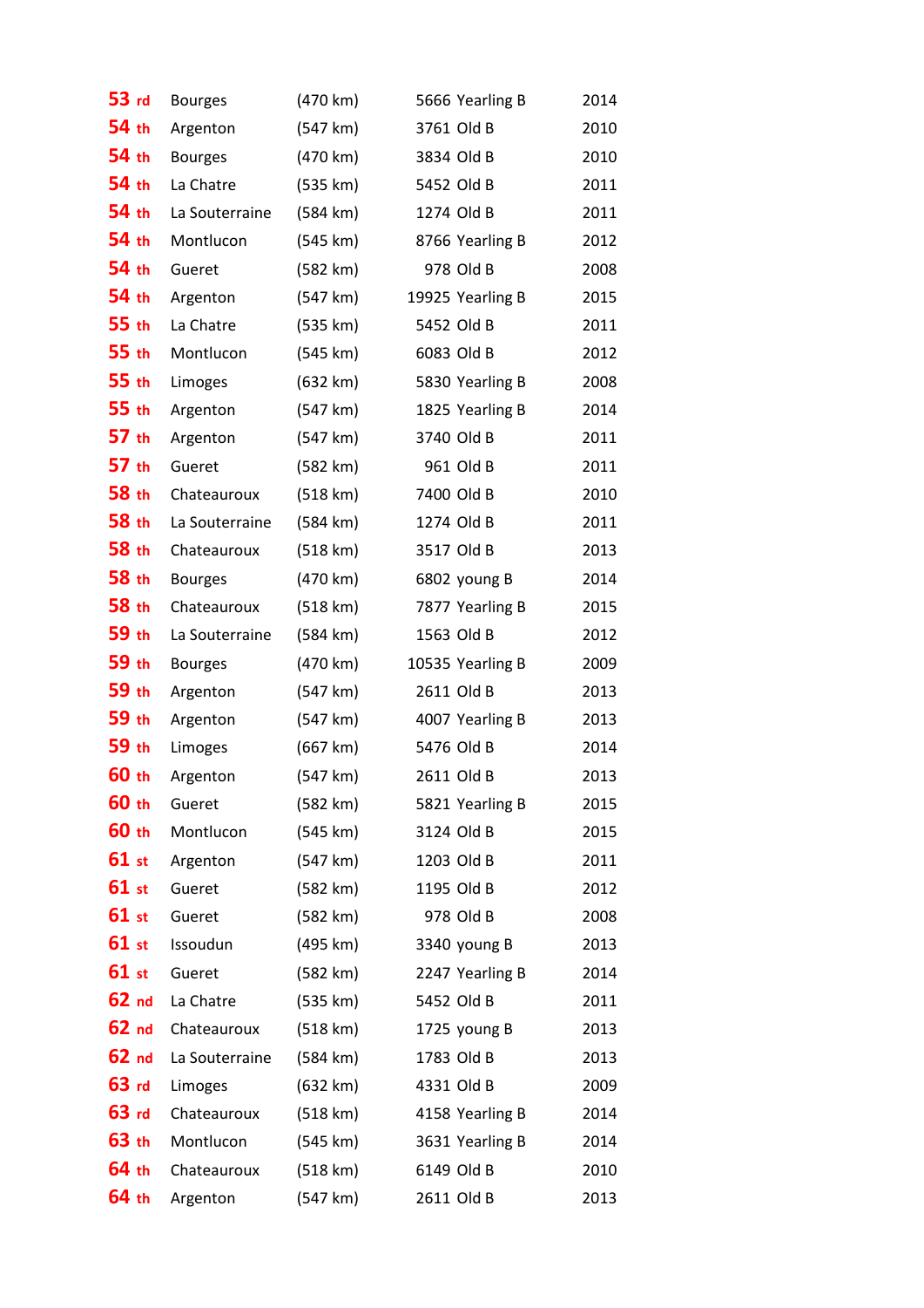| | | | | |
|---|---|---|---|---|
| 53 rd | Bourges | (470 km) | 5666 Yearling B | 2014 |
| 54 th | Argenton | (547 km) | 3761 Old B | 2010 |
| 54 th | Bourges | (470 km) | 3834 Old B | 2010 |
| 54 th | La Chatre | (535 km) | 5452 Old B | 2011 |
| 54 th | La Souterraine | (584 km) | 1274 Old B | 2011 |
| 54 th | Montlucon | (545 km) | 8766 Yearling B | 2012 |
| 54 th | Gueret | (582 km) | 978 Old B | 2008 |
| 54 th | Argenton | (547 km) | 19925 Yearling B | 2015 |
| 55 th | La Chatre | (535 km) | 5452 Old B | 2011 |
| 55 th | Montlucon | (545 km) | 6083 Old B | 2012 |
| 55 th | Limoges | (632 km) | 5830 Yearling B | 2008 |
| 55 th | Argenton | (547 km) | 1825 Yearling B | 2014 |
| 57 th | Argenton | (547 km) | 3740 Old B | 2011 |
| 57 th | Gueret | (582 km) | 961 Old B | 2011 |
| 58 th | Chateauroux | (518 km) | 7400 Old B | 2010 |
| 58 th | La Souterraine | (584 km) | 1274 Old B | 2011 |
| 58 th | Chateauroux | (518 km) | 3517 Old B | 2013 |
| 58 th | Bourges | (470 km) | 6802 young B | 2014 |
| 58 th | Chateauroux | (518 km) | 7877 Yearling B | 2015 |
| 59 th | La Souterraine | (584 km) | 1563 Old B | 2012 |
| 59 th | Bourges | (470 km) | 10535 Yearling B | 2009 |
| 59 th | Argenton | (547 km) | 2611 Old B | 2013 |
| 59 th | Argenton | (547 km) | 4007 Yearling B | 2013 |
| 59 th | Limoges | (667 km) | 5476 Old B | 2014 |
| 60 th | Argenton | (547 km) | 2611 Old B | 2013 |
| 60 th | Gueret | (582 km) | 5821 Yearling B | 2015 |
| 60 th | Montlucon | (545 km) | 3124 Old B | 2015 |
| 61 st | Argenton | (547 km) | 1203 Old B | 2011 |
| 61 st | Gueret | (582 km) | 1195 Old B | 2012 |
| 61 st | Gueret | (582 km) | 978 Old B | 2008 |
| 61 st | Issoudun | (495 km) | 3340 young B | 2013 |
| 61 st | Gueret | (582 km) | 2247 Yearling B | 2014 |
| 62 nd | La Chatre | (535 km) | 5452 Old B | 2011 |
| 62 nd | Chateauroux | (518 km) | 1725 young B | 2013 |
| 62 nd | La Souterraine | (584 km) | 1783 Old B | 2013 |
| 63 rd | Limoges | (632 km) | 4331 Old B | 2009 |
| 63 rd | Chateauroux | (518 km) | 4158 Yearling B | 2014 |
| 63 th | Montlucon | (545 km) | 3631 Yearling B | 2014 |
| 64 th | Chateauroux | (518 km) | 6149 Old B | 2010 |
| 64 th | Argenton | (547 km) | 2611 Old B | 2013 |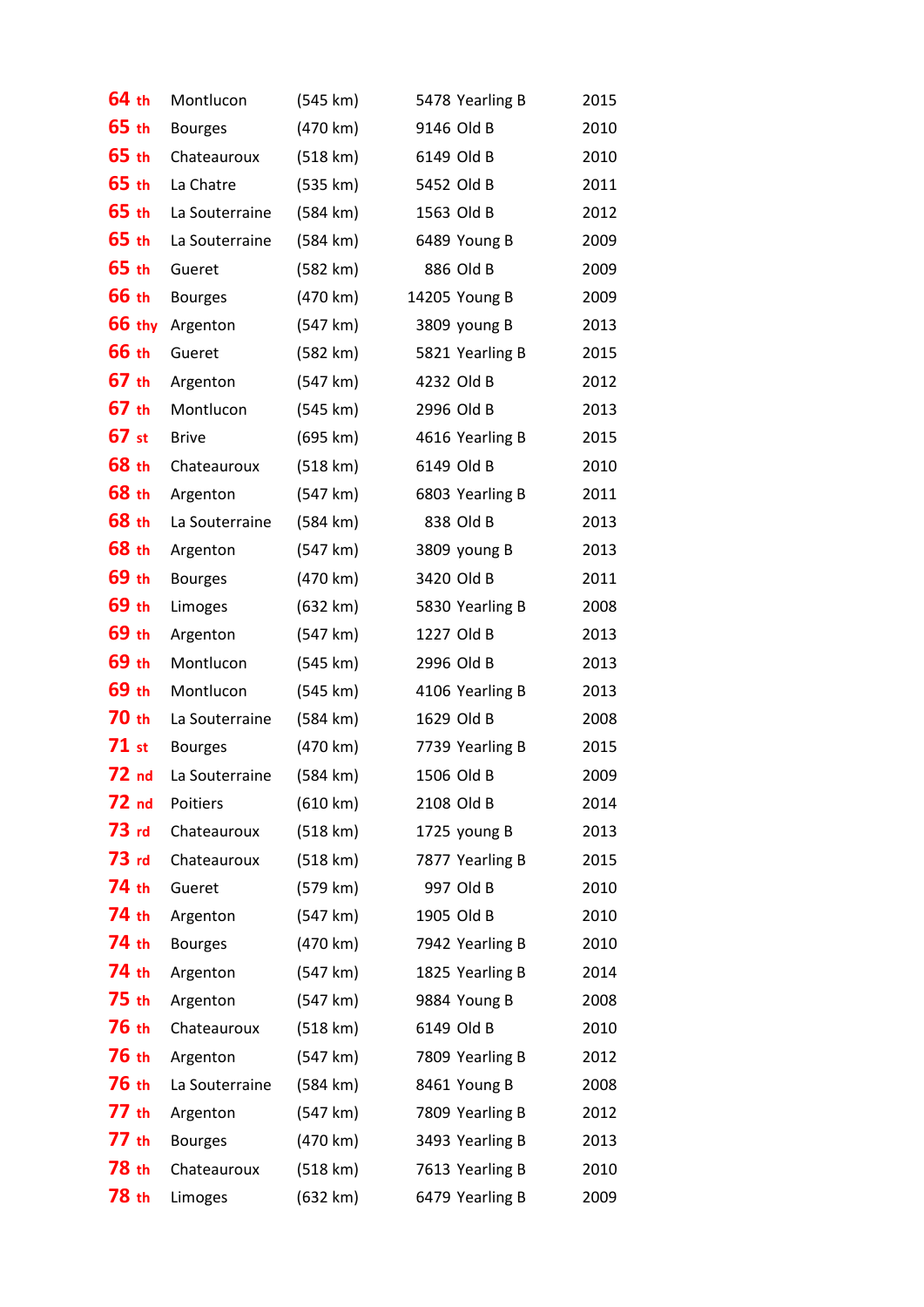| | | | | |
|---|---|---|---|---|
| 64 th | Montlucon | (545 km) | 5478 Yearling B | 2015 |
| 65 th | Bourges | (470 km) | 9146 Old B | 2010 |
| 65 th | Chateauroux | (518 km) | 6149 Old B | 2010 |
| 65 th | La Chatre | (535 km) | 5452 Old B | 2011 |
| 65 th | La Souterraine | (584 km) | 1563 Old B | 2012 |
| 65 th | La Souterraine | (584 km) | 6489 Young B | 2009 |
| 65 th | Gueret | (582 km) | 886 Old B | 2009 |
| 66 th | Bourges | (470 km) | 14205 Young B | 2009 |
| 66 thy | Argenton | (547 km) | 3809 young B | 2013 |
| 66 th | Gueret | (582 km) | 5821 Yearling B | 2015 |
| 67 th | Argenton | (547 km) | 4232 Old B | 2012 |
| 67 th | Montlucon | (545 km) | 2996 Old B | 2013 |
| 67 st | Brive | (695 km) | 4616 Yearling B | 2015 |
| 68 th | Chateauroux | (518 km) | 6149 Old B | 2010 |
| 68 th | Argenton | (547 km) | 6803 Yearling B | 2011 |
| 68 th | La Souterraine | (584 km) | 838 Old B | 2013 |
| 68 th | Argenton | (547 km) | 3809 young B | 2013 |
| 69 th | Bourges | (470 km) | 3420 Old B | 2011 |
| 69 th | Limoges | (632 km) | 5830 Yearling B | 2008 |
| 69 th | Argenton | (547 km) | 1227 Old B | 2013 |
| 69 th | Montlucon | (545 km) | 2996 Old B | 2013 |
| 69 th | Montlucon | (545 km) | 4106 Yearling B | 2013 |
| 70 th | La Souterraine | (584 km) | 1629 Old B | 2008 |
| 71 st | Bourges | (470 km) | 7739 Yearling B | 2015 |
| 72 nd | La Souterraine | (584 km) | 1506 Old B | 2009 |
| 72 nd | Poitiers | (610 km) | 2108 Old B | 2014 |
| 73 rd | Chateauroux | (518 km) | 1725 young B | 2013 |
| 73 rd | Chateauroux | (518 km) | 7877 Yearling B | 2015 |
| 74 th | Gueret | (579 km) | 997 Old B | 2010 |
| 74 th | Argenton | (547 km) | 1905 Old B | 2010 |
| 74 th | Bourges | (470 km) | 7942 Yearling B | 2010 |
| 74 th | Argenton | (547 km) | 1825 Yearling B | 2014 |
| 75 th | Argenton | (547 km) | 9884 Young B | 2008 |
| 76 th | Chateauroux | (518 km) | 6149 Old B | 2010 |
| 76 th | Argenton | (547 km) | 7809 Yearling B | 2012 |
| 76 th | La Souterraine | (584 km) | 8461 Young B | 2008 |
| 77 th | Argenton | (547 km) | 7809 Yearling B | 2012 |
| 77 th | Bourges | (470 km) | 3493 Yearling B | 2013 |
| 78 th | Chateauroux | (518 km) | 7613 Yearling B | 2010 |
| 78 th | Limoges | (632 km) | 6479 Yearling B | 2009 |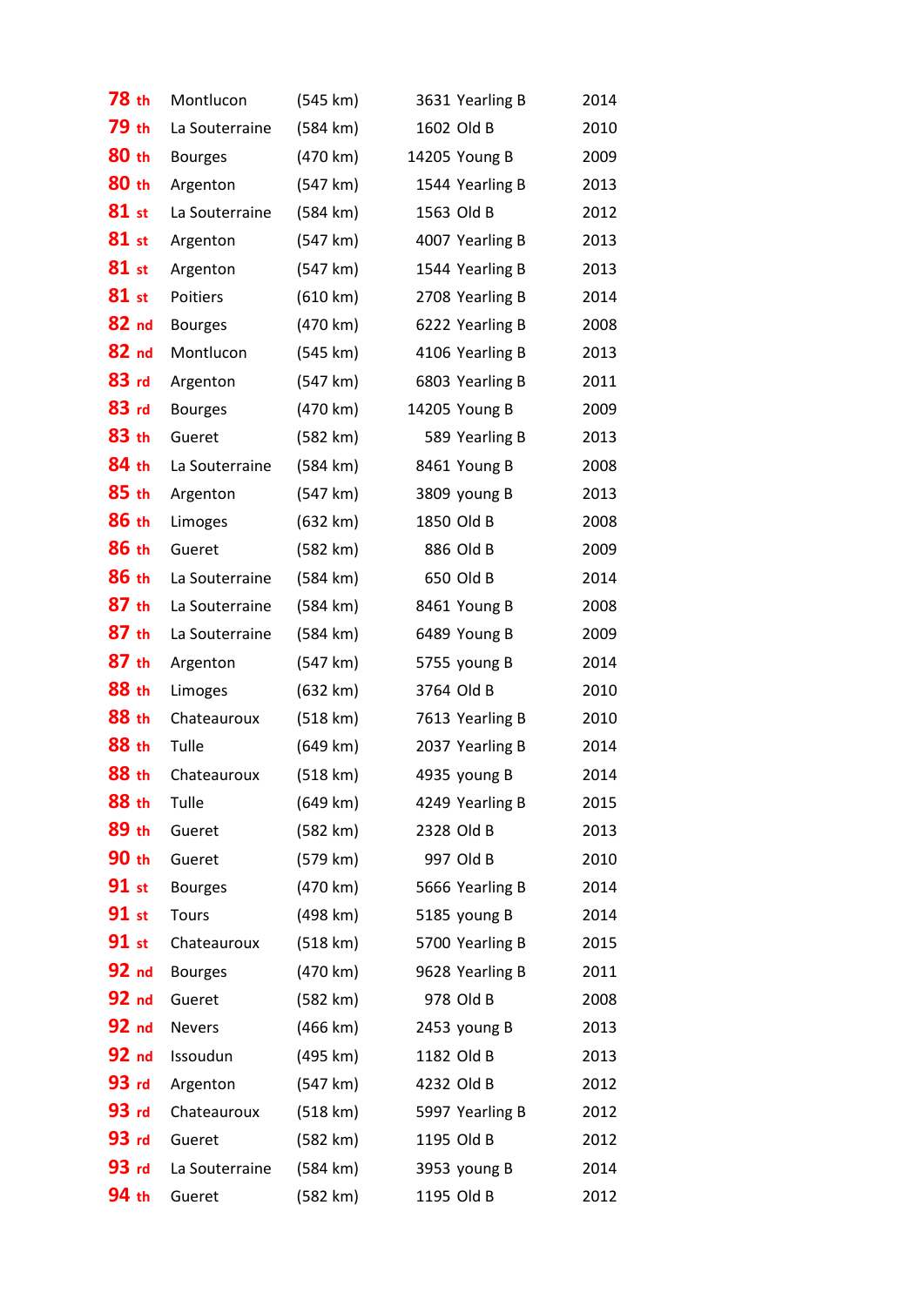| | | | | |
|---|---|---|---|---|
| 78 th | Montlucon | (545 km) | 3631 Yearling B | 2014 |
| 79 th | La Souterraine | (584 km) | 1602 Old B | 2010 |
| 80 th | Bourges | (470 km) | 14205 Young B | 2009 |
| 80 th | Argenton | (547 km) | 1544 Yearling B | 2013 |
| 81 st | La Souterraine | (584 km) | 1563 Old B | 2012 |
| 81 st | Argenton | (547 km) | 4007 Yearling B | 2013 |
| 81 st | Argenton | (547 km) | 1544 Yearling B | 2013 |
| 81 st | Poitiers | (610 km) | 2708 Yearling B | 2014 |
| 82 nd | Bourges | (470 km) | 6222 Yearling B | 2008 |
| 82 nd | Montlucon | (545 km) | 4106 Yearling B | 2013 |
| 83 rd | Argenton | (547 km) | 6803 Yearling B | 2011 |
| 83 rd | Bourges | (470 km) | 14205 Young B | 2009 |
| 83 th | Gueret | (582 km) | 589 Yearling B | 2013 |
| 84 th | La Souterraine | (584 km) | 8461 Young B | 2008 |
| 85 th | Argenton | (547 km) | 3809 young B | 2013 |
| 86 th | Limoges | (632 km) | 1850 Old B | 2008 |
| 86 th | Gueret | (582 km) | 886 Old B | 2009 |
| 86 th | La Souterraine | (584 km) | 650 Old B | 2014 |
| 87 th | La Souterraine | (584 km) | 8461 Young B | 2008 |
| 87 th | La Souterraine | (584 km) | 6489 Young B | 2009 |
| 87 th | Argenton | (547 km) | 5755 young B | 2014 |
| 88 th | Limoges | (632 km) | 3764 Old B | 2010 |
| 88 th | Chateauroux | (518 km) | 7613 Yearling B | 2010 |
| 88 th | Tulle | (649 km) | 2037 Yearling B | 2014 |
| 88 th | Chateauroux | (518 km) | 4935 young B | 2014 |
| 88 th | Tulle | (649 km) | 4249 Yearling B | 2015 |
| 89 th | Gueret | (582 km) | 2328 Old B | 2013 |
| 90 th | Gueret | (579 km) | 997 Old B | 2010 |
| 91 st | Bourges | (470 km) | 5666 Yearling B | 2014 |
| 91 st | Tours | (498 km) | 5185 young B | 2014 |
| 91 st | Chateauroux | (518 km) | 5700 Yearling B | 2015 |
| 92 nd | Bourges | (470 km) | 9628 Yearling B | 2011 |
| 92 nd | Gueret | (582 km) | 978 Old B | 2008 |
| 92 nd | Nevers | (466 km) | 2453 young B | 2013 |
| 92 nd | Issoudun | (495 km) | 1182 Old B | 2013 |
| 93 rd | Argenton | (547 km) | 4232 Old B | 2012 |
| 93 rd | Chateauroux | (518 km) | 5997 Yearling B | 2012 |
| 93 rd | Gueret | (582 km) | 1195 Old B | 2012 |
| 93 rd | La Souterraine | (584 km) | 3953 young B | 2014 |
| 94 th | Gueret | (582 km) | 1195 Old B | 2012 |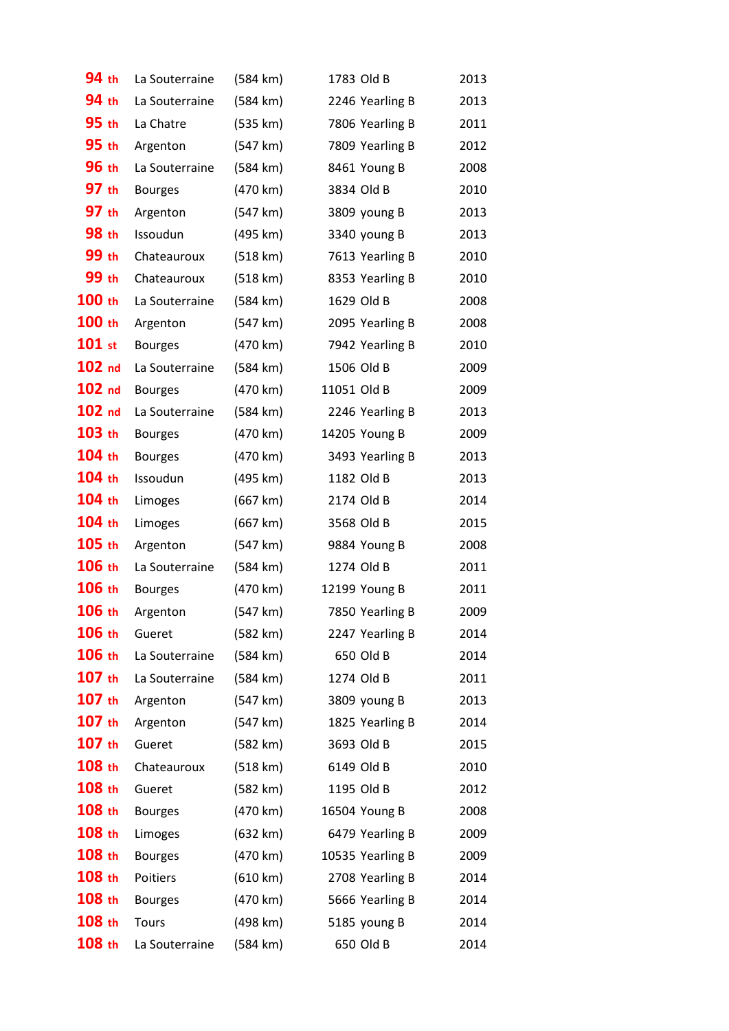| | | | | |
|---|---|---|---|---|
| 94 th | La Souterraine | (584 km) | 1783 Old B | 2013 |
| 94 th | La Souterraine | (584 km) | 2246 Yearling B | 2013 |
| 95 th | La Chatre | (535 km) | 7806 Yearling B | 2011 |
| 95 th | Argenton | (547 km) | 7809 Yearling B | 2012 |
| 96 th | La Souterraine | (584 km) | 8461 Young B | 2008 |
| 97 th | Bourges | (470 km) | 3834 Old B | 2010 |
| 97 th | Argenton | (547 km) | 3809 young B | 2013 |
| 98 th | Issoudun | (495 km) | 3340 young B | 2013 |
| 99 th | Chateauroux | (518 km) | 7613 Yearling B | 2010 |
| 99 th | Chateauroux | (518 km) | 8353 Yearling B | 2010 |
| 100 th | La Souterraine | (584 km) | 1629 Old B | 2008 |
| 100 th | Argenton | (547 km) | 2095 Yearling B | 2008 |
| 101 st | Bourges | (470 km) | 7942 Yearling B | 2010 |
| 102 nd | La Souterraine | (584 km) | 1506 Old B | 2009 |
| 102 nd | Bourges | (470 km) | 11051 Old B | 2009 |
| 102 nd | La Souterraine | (584 km) | 2246 Yearling B | 2013 |
| 103 th | Bourges | (470 km) | 14205 Young B | 2009 |
| 104 th | Bourges | (470 km) | 3493 Yearling B | 2013 |
| 104 th | Issoudun | (495 km) | 1182 Old B | 2013 |
| 104 th | Limoges | (667 km) | 2174 Old B | 2014 |
| 104 th | Limoges | (667 km) | 3568 Old B | 2015 |
| 105 th | Argenton | (547 km) | 9884 Young B | 2008 |
| 106 th | La Souterraine | (584 km) | 1274 Old B | 2011 |
| 106 th | Bourges | (470 km) | 12199 Young B | 2011 |
| 106 th | Argenton | (547 km) | 7850 Yearling B | 2009 |
| 106 th | Gueret | (582 km) | 2247 Yearling B | 2014 |
| 106 th | La Souterraine | (584 km) | 650 Old B | 2014 |
| 107 th | La Souterraine | (584 km) | 1274 Old B | 2011 |
| 107 th | Argenton | (547 km) | 3809 young B | 2013 |
| 107 th | Argenton | (547 km) | 1825 Yearling B | 2014 |
| 107 th | Gueret | (582 km) | 3693 Old B | 2015 |
| 108 th | Chateauroux | (518 km) | 6149 Old B | 2010 |
| 108 th | Gueret | (582 km) | 1195 Old B | 2012 |
| 108 th | Bourges | (470 km) | 16504 Young B | 2008 |
| 108 th | Limoges | (632 km) | 6479 Yearling B | 2009 |
| 108 th | Bourges | (470 km) | 10535 Yearling B | 2009 |
| 108 th | Poitiers | (610 km) | 2708 Yearling B | 2014 |
| 108 th | Bourges | (470 km) | 5666 Yearling B | 2014 |
| 108 th | Tours | (498 km) | 5185 young B | 2014 |
| 108 th | La Souterraine | (584 km) | 650 Old B | 2014 |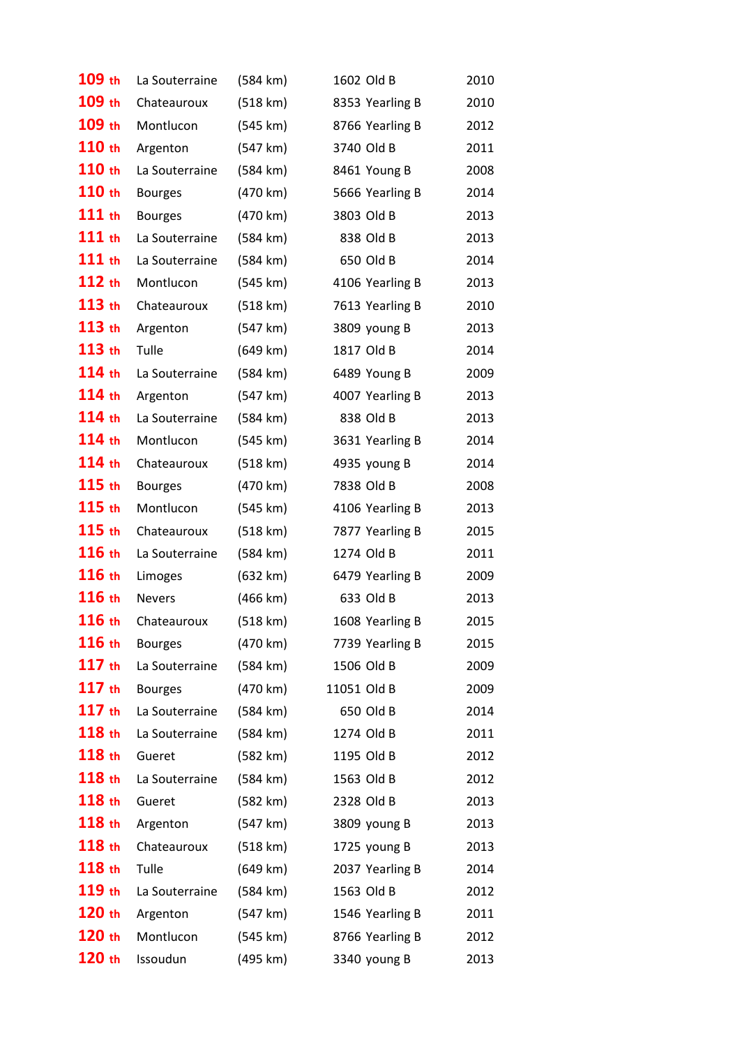| | | | | |
|---|---|---|---|---|
| 109 th | La Souterraine | (584 km) | 1602 Old B | 2010 |
| 109 th | Chateauroux | (518 km) | 8353 Yearling B | 2010 |
| 109 th | Montlucon | (545 km) | 8766 Yearling B | 2012 |
| 110 th | Argenton | (547 km) | 3740 Old B | 2011 |
| 110 th | La Souterraine | (584 km) | 8461 Young B | 2008 |
| 110 th | Bourges | (470 km) | 5666 Yearling B | 2014 |
| 111 th | Bourges | (470 km) | 3803 Old B | 2013 |
| 111 th | La Souterraine | (584 km) | 838 Old B | 2013 |
| 111 th | La Souterraine | (584 km) | 650 Old B | 2014 |
| 112 th | Montlucon | (545 km) | 4106 Yearling B | 2013 |
| 113 th | Chateauroux | (518 km) | 7613 Yearling B | 2010 |
| 113 th | Argenton | (547 km) | 3809 young B | 2013 |
| 113 th | Tulle | (649 km) | 1817 Old B | 2014 |
| 114 th | La Souterraine | (584 km) | 6489 Young B | 2009 |
| 114 th | Argenton | (547 km) | 4007 Yearling B | 2013 |
| 114 th | La Souterraine | (584 km) | 838 Old B | 2013 |
| 114 th | Montlucon | (545 km) | 3631 Yearling B | 2014 |
| 114 th | Chateauroux | (518 km) | 4935 young B | 2014 |
| 115 th | Bourges | (470 km) | 7838 Old B | 2008 |
| 115 th | Montlucon | (545 km) | 4106 Yearling B | 2013 |
| 115 th | Chateauroux | (518 km) | 7877 Yearling B | 2015 |
| 116 th | La Souterraine | (584 km) | 1274 Old B | 2011 |
| 116 th | Limoges | (632 km) | 6479 Yearling B | 2009 |
| 116 th | Nevers | (466 km) | 633 Old B | 2013 |
| 116 th | Chateauroux | (518 km) | 1608 Yearling B | 2015 |
| 116 th | Bourges | (470 km) | 7739 Yearling B | 2015 |
| 117 th | La Souterraine | (584 km) | 1506 Old B | 2009 |
| 117 th | Bourges | (470 km) | 11051 Old B | 2009 |
| 117 th | La Souterraine | (584 km) | 650 Old B | 2014 |
| 118 th | La Souterraine | (584 km) | 1274 Old B | 2011 |
| 118 th | Gueret | (582 km) | 1195 Old B | 2012 |
| 118 th | La Souterraine | (584 km) | 1563 Old B | 2012 |
| 118 th | Gueret | (582 km) | 2328 Old B | 2013 |
| 118 th | Argenton | (547 km) | 3809 young B | 2013 |
| 118 th | Chateauroux | (518 km) | 1725 young B | 2013 |
| 118 th | Tulle | (649 km) | 2037 Yearling B | 2014 |
| 119 th | La Souterraine | (584 km) | 1563 Old B | 2012 |
| 120 th | Argenton | (547 km) | 1546 Yearling B | 2011 |
| 120 th | Montlucon | (545 km) | 8766 Yearling B | 2012 |
| 120 th | Issoudun | (495 km) | 3340 young B | 2013 |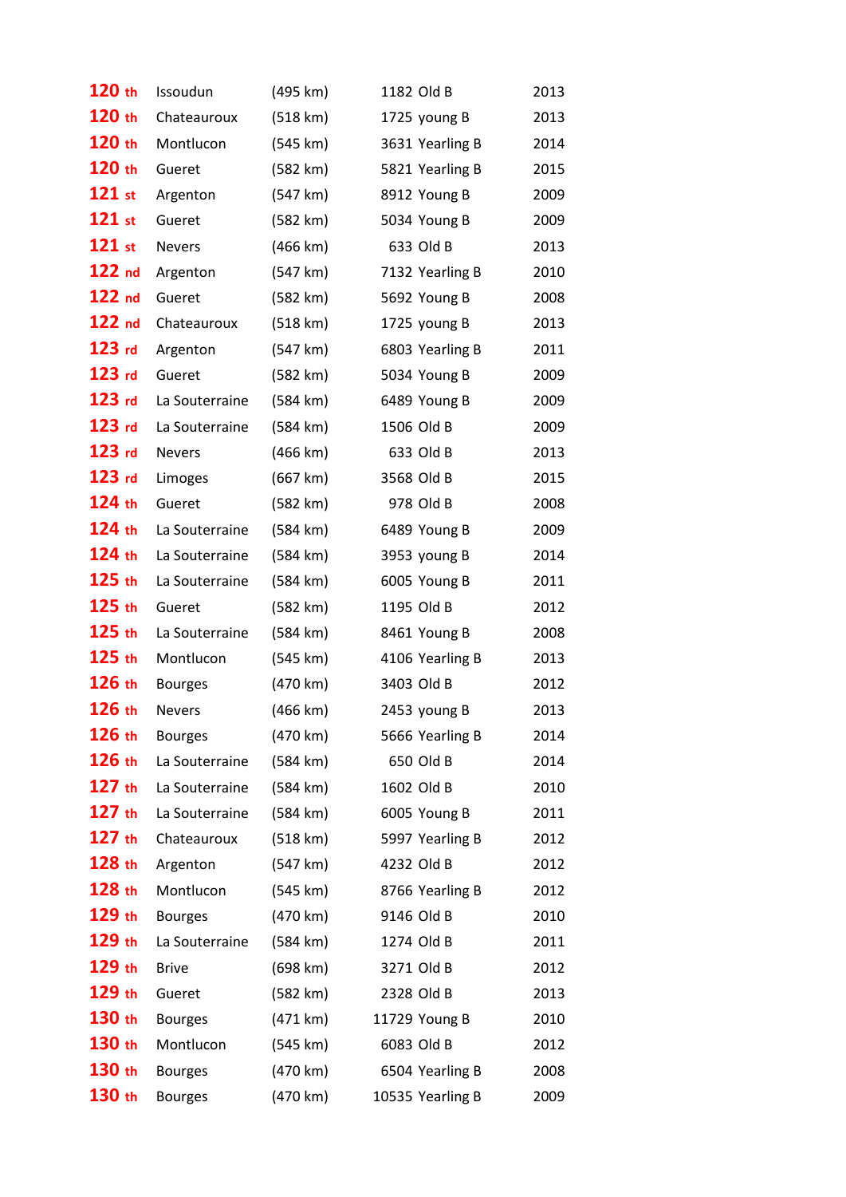| | | | | |
|---|---|---|---|---|
| 120 th | Issoudun | (495 km) | 1182 Old B | 2013 |
| 120 th | Chateauroux | (518 km) | 1725 young B | 2013 |
| 120 th | Montlucon | (545 km) | 3631 Yearling B | 2014 |
| 120 th | Gueret | (582 km) | 5821 Yearling B | 2015 |
| 121 st | Argenton | (547 km) | 8912 Young B | 2009 |
| 121 st | Gueret | (582 km) | 5034 Young B | 2009 |
| 121 st | Nevers | (466 km) | 633 Old B | 2013 |
| 122 nd | Argenton | (547 km) | 7132 Yearling B | 2010 |
| 122 nd | Gueret | (582 km) | 5692 Young B | 2008 |
| 122 nd | Chateauroux | (518 km) | 1725 young B | 2013 |
| 123 rd | Argenton | (547 km) | 6803 Yearling B | 2011 |
| 123 rd | Gueret | (582 km) | 5034 Young B | 2009 |
| 123 rd | La Souterraine | (584 km) | 6489 Young B | 2009 |
| 123 rd | La Souterraine | (584 km) | 1506 Old B | 2009 |
| 123 rd | Nevers | (466 km) | 633 Old B | 2013 |
| 123 rd | Limoges | (667 km) | 3568 Old B | 2015 |
| 124 th | Gueret | (582 km) | 978 Old B | 2008 |
| 124 th | La Souterraine | (584 km) | 6489 Young B | 2009 |
| 124 th | La Souterraine | (584 km) | 3953 young B | 2014 |
| 125 th | La Souterraine | (584 km) | 6005 Young B | 2011 |
| 125 th | Gueret | (582 km) | 1195 Old B | 2012 |
| 125 th | La Souterraine | (584 km) | 8461 Young B | 2008 |
| 125 th | Montlucon | (545 km) | 4106 Yearling B | 2013 |
| 126 th | Bourges | (470 km) | 3403 Old B | 2012 |
| 126 th | Nevers | (466 km) | 2453 young B | 2013 |
| 126 th | Bourges | (470 km) | 5666 Yearling B | 2014 |
| 126 th | La Souterraine | (584 km) | 650 Old B | 2014 |
| 127 th | La Souterraine | (584 km) | 1602 Old B | 2010 |
| 127 th | La Souterraine | (584 km) | 6005 Young B | 2011 |
| 127 th | Chateauroux | (518 km) | 5997 Yearling B | 2012 |
| 128 th | Argenton | (547 km) | 4232 Old B | 2012 |
| 128 th | Montlucon | (545 km) | 8766 Yearling B | 2012 |
| 129 th | Bourges | (470 km) | 9146 Old B | 2010 |
| 129 th | La Souterraine | (584 km) | 1274 Old B | 2011 |
| 129 th | Brive | (698 km) | 3271 Old B | 2012 |
| 129 th | Gueret | (582 km) | 2328 Old B | 2013 |
| 130 th | Bourges | (471 km) | 11729 Young B | 2010 |
| 130 th | Montlucon | (545 km) | 6083 Old B | 2012 |
| 130 th | Bourges | (470 km) | 6504 Yearling B | 2008 |
| 130 th | Bourges | (470 km) | 10535 Yearling B | 2009 |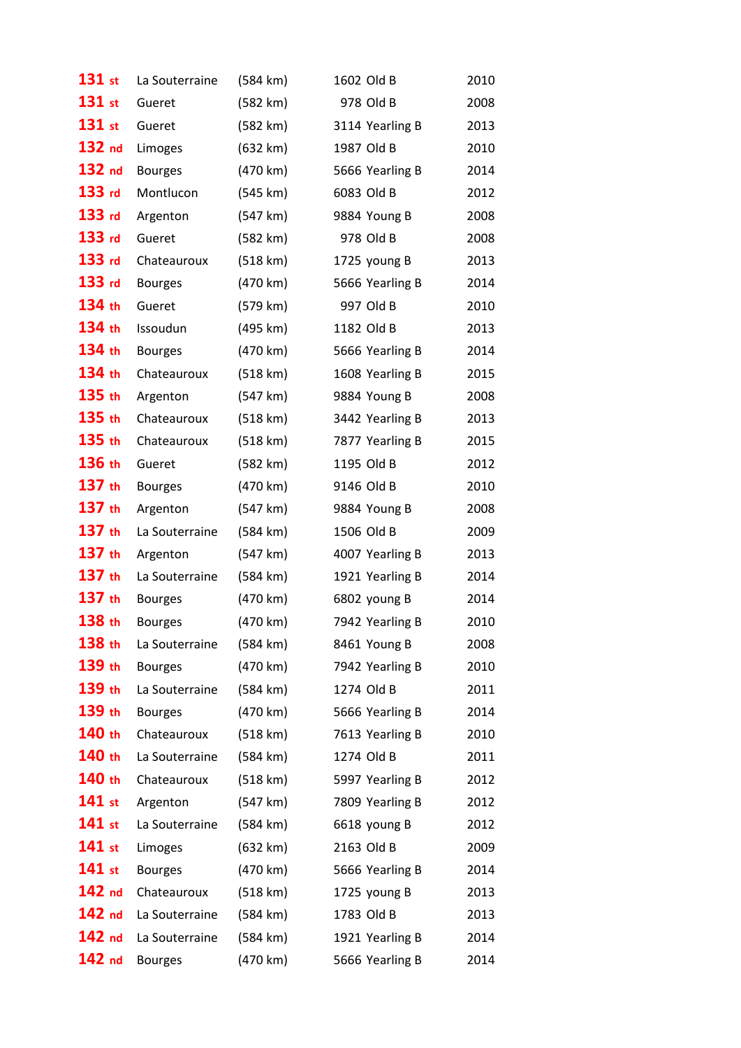| | | | | |
|---|---|---|---|---|
| 131 st | La Souterraine | (584 km) | 1602 Old B | 2010 |
| 131 st | Gueret | (582 km) | 978 Old B | 2008 |
| 131 st | Gueret | (582 km) | 3114 Yearling B | 2013 |
| 132 nd | Limoges | (632 km) | 1987 Old B | 2010 |
| 132 nd | Bourges | (470 km) | 5666 Yearling B | 2014 |
| 133 rd | Montlucon | (545 km) | 6083 Old B | 2012 |
| 133 rd | Argenton | (547 km) | 9884 Young B | 2008 |
| 133 rd | Gueret | (582 km) | 978 Old B | 2008 |
| 133 rd | Chateauroux | (518 km) | 1725 young B | 2013 |
| 133 rd | Bourges | (470 km) | 5666 Yearling B | 2014 |
| 134 th | Gueret | (579 km) | 997 Old B | 2010 |
| 134 th | Issoudun | (495 km) | 1182 Old B | 2013 |
| 134 th | Bourges | (470 km) | 5666 Yearling B | 2014 |
| 134 th | Chateauroux | (518 km) | 1608 Yearling B | 2015 |
| 135 th | Argenton | (547 km) | 9884 Young B | 2008 |
| 135 th | Chateauroux | (518 km) | 3442 Yearling B | 2013 |
| 135 th | Chateauroux | (518 km) | 7877 Yearling B | 2015 |
| 136 th | Gueret | (582 km) | 1195 Old B | 2012 |
| 137 th | Bourges | (470 km) | 9146 Old B | 2010 |
| 137 th | Argenton | (547 km) | 9884 Young B | 2008 |
| 137 th | La Souterraine | (584 km) | 1506 Old B | 2009 |
| 137 th | Argenton | (547 km) | 4007 Yearling B | 2013 |
| 137 th | La Souterraine | (584 km) | 1921 Yearling B | 2014 |
| 137 th | Bourges | (470 km) | 6802 young B | 2014 |
| 138 th | Bourges | (470 km) | 7942 Yearling B | 2010 |
| 138 th | La Souterraine | (584 km) | 8461 Young B | 2008 |
| 139 th | Bourges | (470 km) | 7942 Yearling B | 2010 |
| 139 th | La Souterraine | (584 km) | 1274 Old B | 2011 |
| 139 th | Bourges | (470 km) | 5666 Yearling B | 2014 |
| 140 th | Chateauroux | (518 km) | 7613 Yearling B | 2010 |
| 140 th | La Souterraine | (584 km) | 1274 Old B | 2011 |
| 140 th | Chateauroux | (518 km) | 5997 Yearling B | 2012 |
| 141 st | Argenton | (547 km) | 7809 Yearling B | 2012 |
| 141 st | La Souterraine | (584 km) | 6618 young B | 2012 |
| 141 st | Limoges | (632 km) | 2163 Old B | 2009 |
| 141 st | Bourges | (470 km) | 5666 Yearling B | 2014 |
| 142 nd | Chateauroux | (518 km) | 1725 young B | 2013 |
| 142 nd | La Souterraine | (584 km) | 1783 Old B | 2013 |
| 142 nd | La Souterraine | (584 km) | 1921 Yearling B | 2014 |
| 142 nd | Bourges | (470 km) | 5666 Yearling B | 2014 |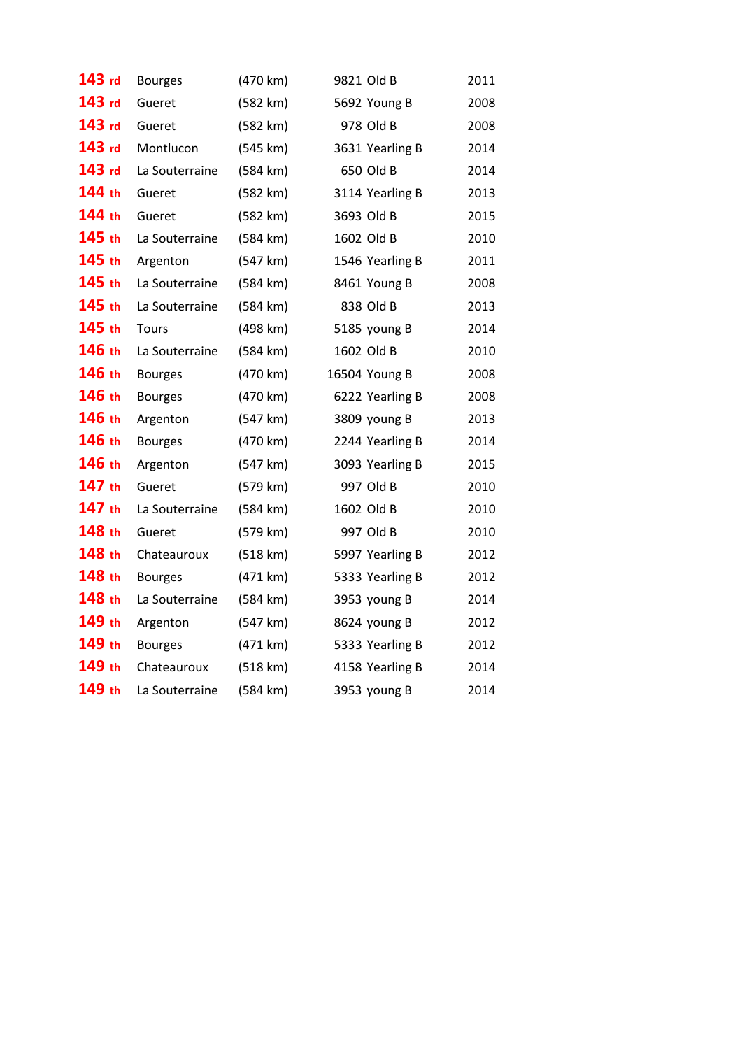| | | | | |
|---|---|---|---|---|
| 143 rd | Bourges | (470 km) | 9821 Old B | 2011 |
| 143 rd | Gueret | (582 km) | 5692 Young B | 2008 |
| 143 rd | Gueret | (582 km) | 978 Old B | 2008 |
| 143 rd | Montlucon | (545 km) | 3631 Yearling B | 2014 |
| 143 rd | La Souterraine | (584 km) | 650 Old B | 2014 |
| 144 th | Gueret | (582 km) | 3114 Yearling B | 2013 |
| 144 th | Gueret | (582 km) | 3693 Old B | 2015 |
| 145 th | La Souterraine | (584 km) | 1602 Old B | 2010 |
| 145 th | Argenton | (547 km) | 1546 Yearling B | 2011 |
| 145 th | La Souterraine | (584 km) | 8461 Young B | 2008 |
| 145 th | La Souterraine | (584 km) | 838 Old B | 2013 |
| 145 th | Tours | (498 km) | 5185 young B | 2014 |
| 146 th | La Souterraine | (584 km) | 1602 Old B | 2010 |
| 146 th | Bourges | (470 km) | 16504 Young B | 2008 |
| 146 th | Bourges | (470 km) | 6222 Yearling B | 2008 |
| 146 th | Argenton | (547 km) | 3809 young B | 2013 |
| 146 th | Bourges | (470 km) | 2244 Yearling B | 2014 |
| 146 th | Argenton | (547 km) | 3093 Yearling B | 2015 |
| 147 th | Gueret | (579 km) | 997 Old B | 2010 |
| 147 th | La Souterraine | (584 km) | 1602 Old B | 2010 |
| 148 th | Gueret | (579 km) | 997 Old B | 2010 |
| 148 th | Chateauroux | (518 km) | 5997 Yearling B | 2012 |
| 148 th | Bourges | (471 km) | 5333 Yearling B | 2012 |
| 148 th | La Souterraine | (584 km) | 3953 young B | 2014 |
| 149 th | Argenton | (547 km) | 8624 young B | 2012 |
| 149 th | Bourges | (471 km) | 5333 Yearling B | 2012 |
| 149 th | Chateauroux | (518 km) | 4158 Yearling B | 2014 |
| 149 th | La Souterraine | (584 km) | 3953 young B | 2014 |